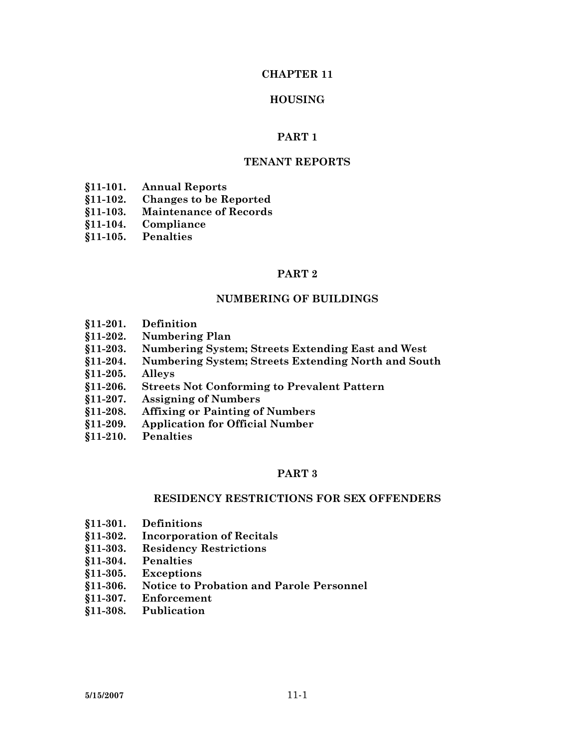# CHAPTER 11

# HOUSING

## PART 1

## TENANT REPORTS

**§11-101. Annual Reports**
**§11-102. Changes to be Reported**
**§11-103. Maintenance of Records**
**§11-104. Compliance**
**§11-105. Penalties**

## PART 2

## NUMBERING OF BUILDINGS

**§11-201. Definition**
**§11-202. Numbering Plan**
**§11-203. Numbering System; Streets Extending East and West**
**§11-204. Numbering System; Streets Extending North and South**
**§11-205. Alleys**
**§11-206. Streets Not Conforming to Prevalent Pattern**
**§11-207. Assigning of Numbers**
**§11-208. Affixing or Painting of Numbers**
**§11-209. Application for Official Number**
**§11-210. Penalties**

## PART 3

## RESIDENCY RESTRICTIONS FOR SEX OFFENDERS

**§11-301. Definitions**
**§11-302. Incorporation of Recitals**
**§11-303. Residency Restrictions**
**§11-304. Penalties**
**§11-305. Exceptions**
**§11-306. Notice to Probation and Parole Personnel**
**§11-307. Enforcement**
**§11-308. Publication**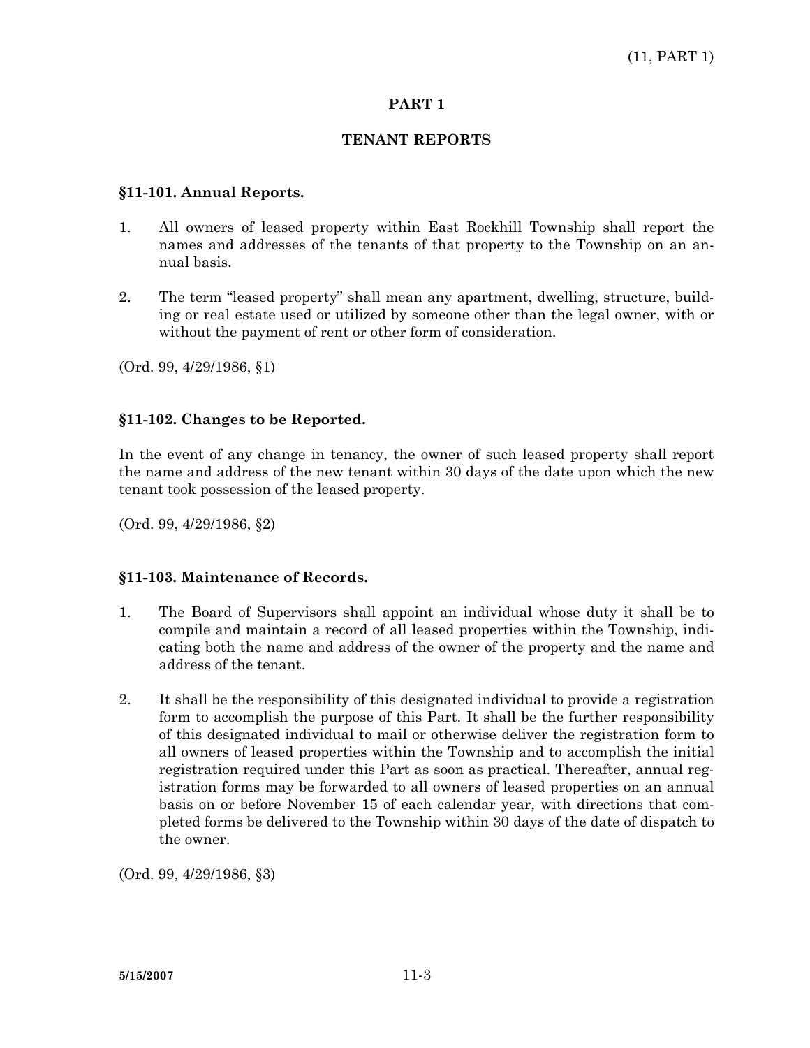## PART 1

## TENANT REPORTS

### §11-101. Annual Reports.

1. All owners of leased property within East Rockhill Township shall report the names and addresses of the tenants of that property to the Township on an annual basis.

2. The term "leased property" shall mean any apartment, dwelling, structure, building or real estate used or utilized by someone other than the legal owner, with or without the payment of rent or other form of consideration.

(Ord. 99, 4/29/1986, §1)

### §11-102. Changes to be Reported.

In the event of any change in tenancy, the owner of such leased property shall report the name and address of the new tenant within 30 days of the date upon which the new tenant took possession of the leased property.

(Ord. 99, 4/29/1986, §2)

### §11-103. Maintenance of Records.

1. The Board of Supervisors shall appoint an individual whose duty it shall be to compile and maintain a record of all leased properties within the Township, indicating both the name and address of the owner of the property and the name and address of the tenant.

2. It shall be the responsibility of this designated individual to provide a registration form to accomplish the purpose of this Part. It shall be the further responsibility of this designated individual to mail or otherwise deliver the registration form to all owners of leased properties within the Township and to accomplish the initial registration required under this Part as soon as practical. Thereafter, annual registration forms may be forwarded to all owners of leased properties on an annual basis on or before November 15 of each calendar year, with directions that completed forms be delivered to the Township within 30 days of the date of dispatch to the owner.

(Ord. 99, 4/29/1986, §3)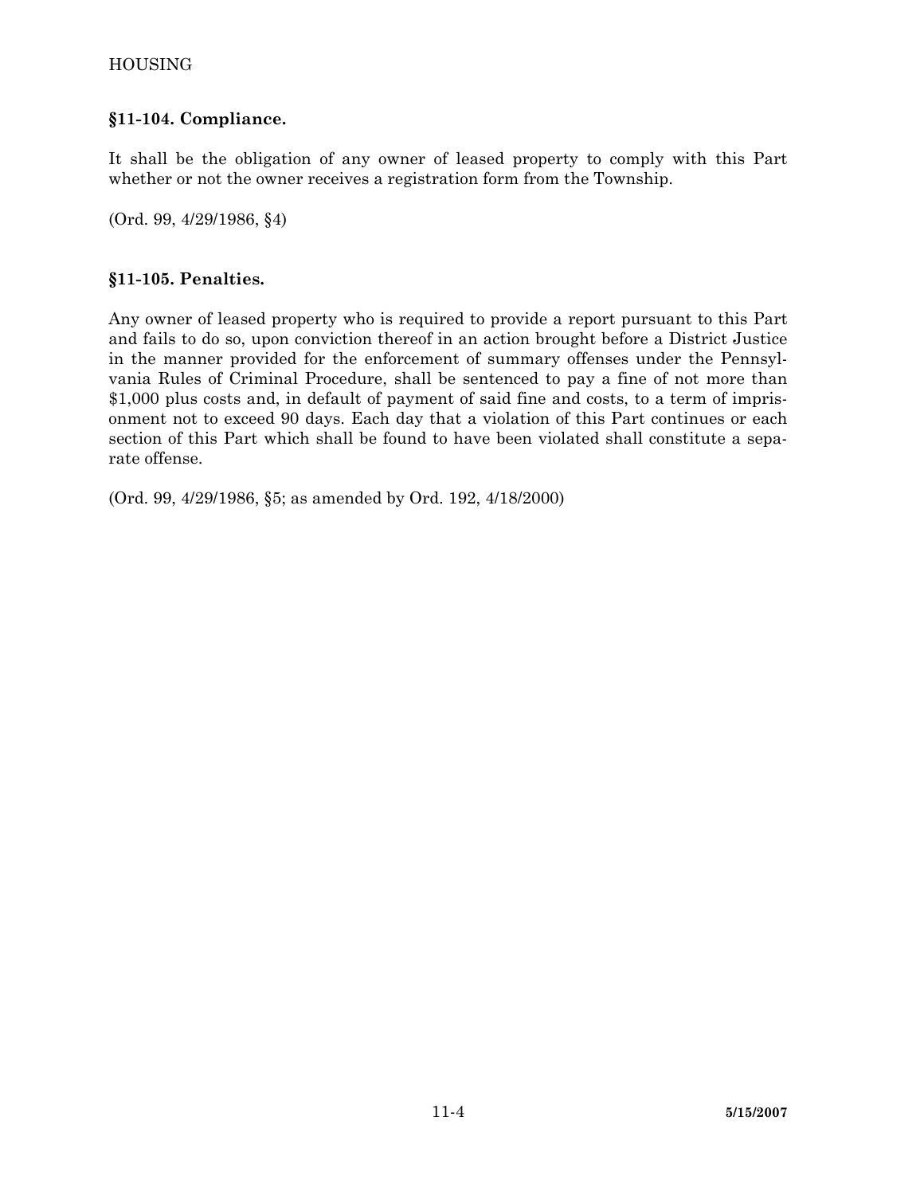### §11-104. Compliance.

It shall be the obligation of any owner of leased property to comply with this Part whether or not the owner receives a registration form from the Township.

(Ord. 99, 4/29/1986, §4)

### §11-105. Penalties.

Any owner of leased property who is required to provide a report pursuant to this Part and fails to do so, upon conviction thereof in an action brought before a District Justice in the manner provided for the enforcement of summary offenses under the Pennsylvania Rules of Criminal Procedure, shall be sentenced to pay a fine of not more than $1,000 plus costs and, in default of payment of said fine and costs, to a term of imprisonment not to exceed 90 days. Each day that a violation of this Part continues or each section of this Part which shall be found to have been violated shall constitute a separate offense.

(Ord. 99, 4/29/1986, §5; as amended by Ord. 192, 4/18/2000)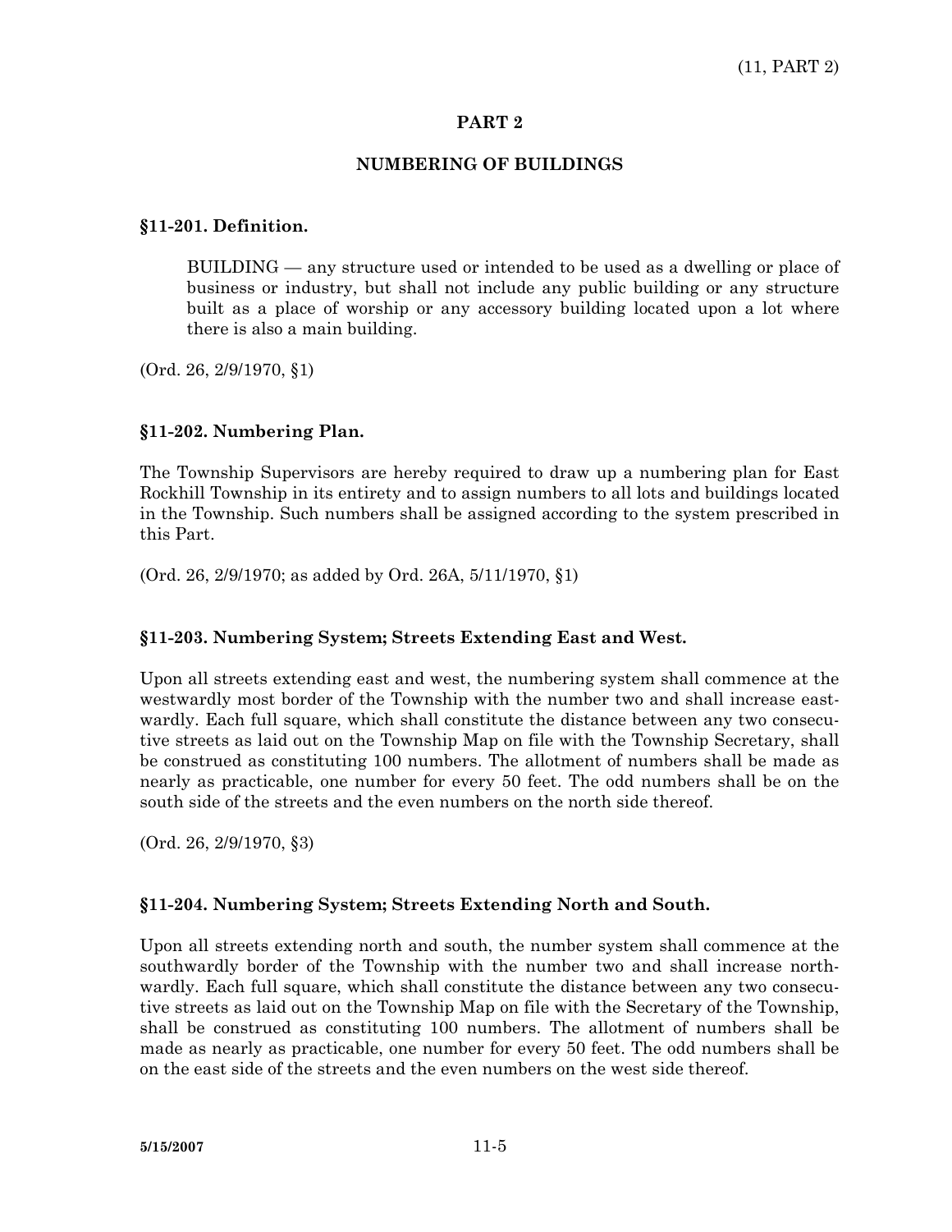## PART 2

## NUMBERING OF BUILDINGS

### §11-201. Definition.

BUILDING — any structure used or intended to be used as a dwelling or place of business or industry, but shall not include any public building or any structure built as a place of worship or any accessory building located upon a lot where there is also a main building.

(Ord. 26, 2/9/1970, §1)

### §11-202. Numbering Plan.

The Township Supervisors are hereby required to draw up a numbering plan for East Rockhill Township in its entirety and to assign numbers to all lots and buildings located in the Township. Such numbers shall be assigned according to the system prescribed in this Part.

(Ord. 26, 2/9/1970; as added by Ord. 26A, 5/11/1970, §1)

### §11-203. Numbering System; Streets Extending East and West.

Upon all streets extending east and west, the numbering system shall commence at the westwardly most border of the Township with the number two and shall increase eastwardly. Each full square, which shall constitute the distance between any two consecutive streets as laid out on the Township Map on file with the Township Secretary, shall be construed as constituting 100 numbers. The allotment of numbers shall be made as nearly as practicable, one number for every 50 feet. The odd numbers shall be on the south side of the streets and the even numbers on the north side thereof.

(Ord. 26, 2/9/1970, §3)

### §11-204. Numbering System; Streets Extending North and South.

Upon all streets extending north and south, the number system shall commence at the southwardly border of the Township with the number two and shall increase northwardly. Each full square, which shall constitute the distance between any two consecutive streets as laid out on the Township Map on file with the Secretary of the Township, shall be construed as constituting 100 numbers. The allotment of numbers shall be made as nearly as practicable, one number for every 50 feet. The odd numbers shall be on the east side of the streets and the even numbers on the west side thereof.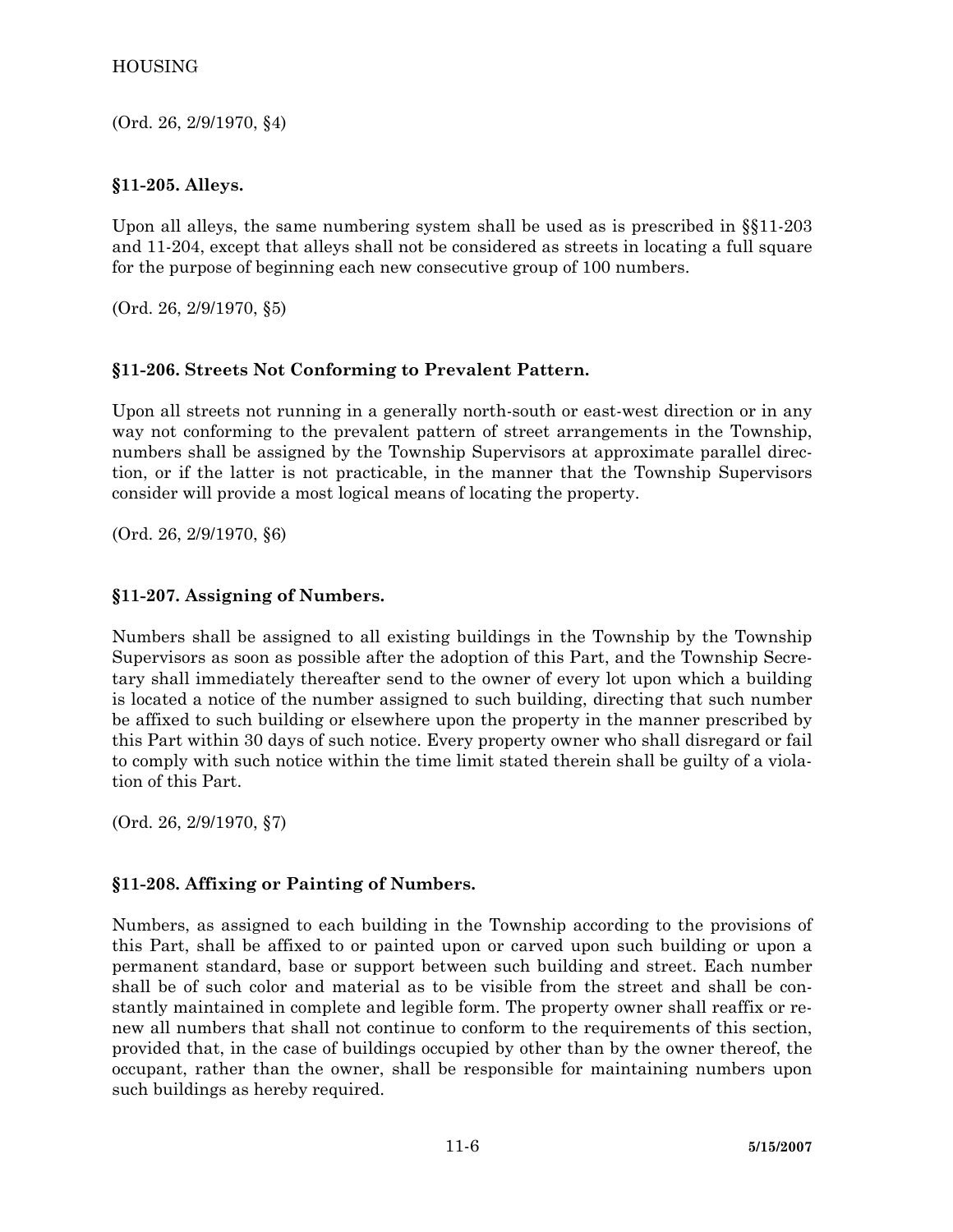(Ord. 26, 2/9/1970, §4)

### §11-205. Alleys.

Upon all alleys, the same numbering system shall be used as is prescribed in §§11-203 and 11-204, except that alleys shall not be considered as streets in locating a full square for the purpose of beginning each new consecutive group of 100 numbers.

(Ord. 26, 2/9/1970, §5)

### §11-206. Streets Not Conforming to Prevalent Pattern.

Upon all streets not running in a generally north-south or east-west direction or in any way not conforming to the prevalent pattern of street arrangements in the Township, numbers shall be assigned by the Township Supervisors at approximate parallel direction, or if the latter is not practicable, in the manner that the Township Supervisors consider will provide a most logical means of locating the property.

(Ord. 26, 2/9/1970, §6)

### §11-207. Assigning of Numbers.

Numbers shall be assigned to all existing buildings in the Township by the Township Supervisors as soon as possible after the adoption of this Part, and the Township Secretary shall immediately thereafter send to the owner of every lot upon which a building is located a notice of the number assigned to such building, directing that such number be affixed to such building or elsewhere upon the property in the manner prescribed by this Part within 30 days of such notice. Every property owner who shall disregard or fail to comply with such notice within the time limit stated therein shall be guilty of a violation of this Part.

(Ord. 26, 2/9/1970, §7)

### §11-208. Affixing or Painting of Numbers.

Numbers, as assigned to each building in the Township according to the provisions of this Part, shall be affixed to or painted upon or carved upon such building or upon a permanent standard, base or support between such building and street. Each number shall be of such color and material as to be visible from the street and shall be constantly maintained in complete and legible form. The property owner shall reaffix or renew all numbers that shall not continue to conform to the requirements of this section, provided that, in the case of buildings occupied by other than by the owner thereof, the occupant, rather than the owner, shall be responsible for maintaining numbers upon such buildings as hereby required.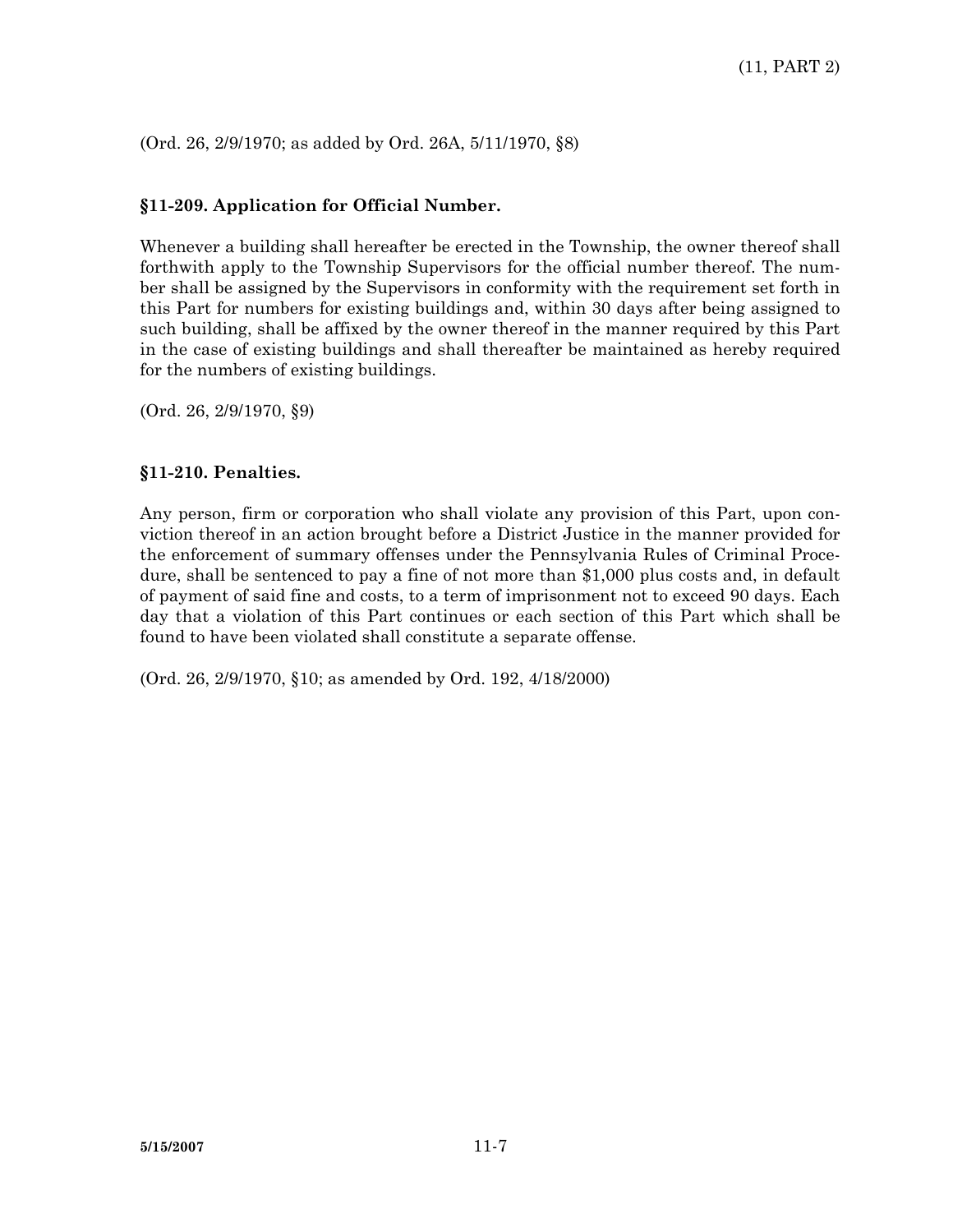(Ord. 26, 2/9/1970; as added by Ord. 26A, 5/11/1970, §8)

### §11-209. Application for Official Number.

Whenever a building shall hereafter be erected in the Township, the owner thereof shall forthwith apply to the Township Supervisors for the official number thereof. The number shall be assigned by the Supervisors in conformity with the requirement set forth in this Part for numbers for existing buildings and, within 30 days after being assigned to such building, shall be affixed by the owner thereof in the manner required by this Part in the case of existing buildings and shall thereafter be maintained as hereby required for the numbers of existing buildings.

(Ord. 26, 2/9/1970, §9)

### §11-210. Penalties.

Any person, firm or corporation who shall violate any provision of this Part, upon conviction thereof in an action brought before a District Justice in the manner provided for the enforcement of summary offenses under the Pennsylvania Rules of Criminal Procedure, shall be sentenced to pay a fine of not more than $1,000 plus costs and, in default of payment of said fine and costs, to a term of imprisonment not to exceed 90 days. Each day that a violation of this Part continues or each section of this Part which shall be found to have been violated shall constitute a separate offense.

(Ord. 26, 2/9/1970, §10; as amended by Ord. 192, 4/18/2000)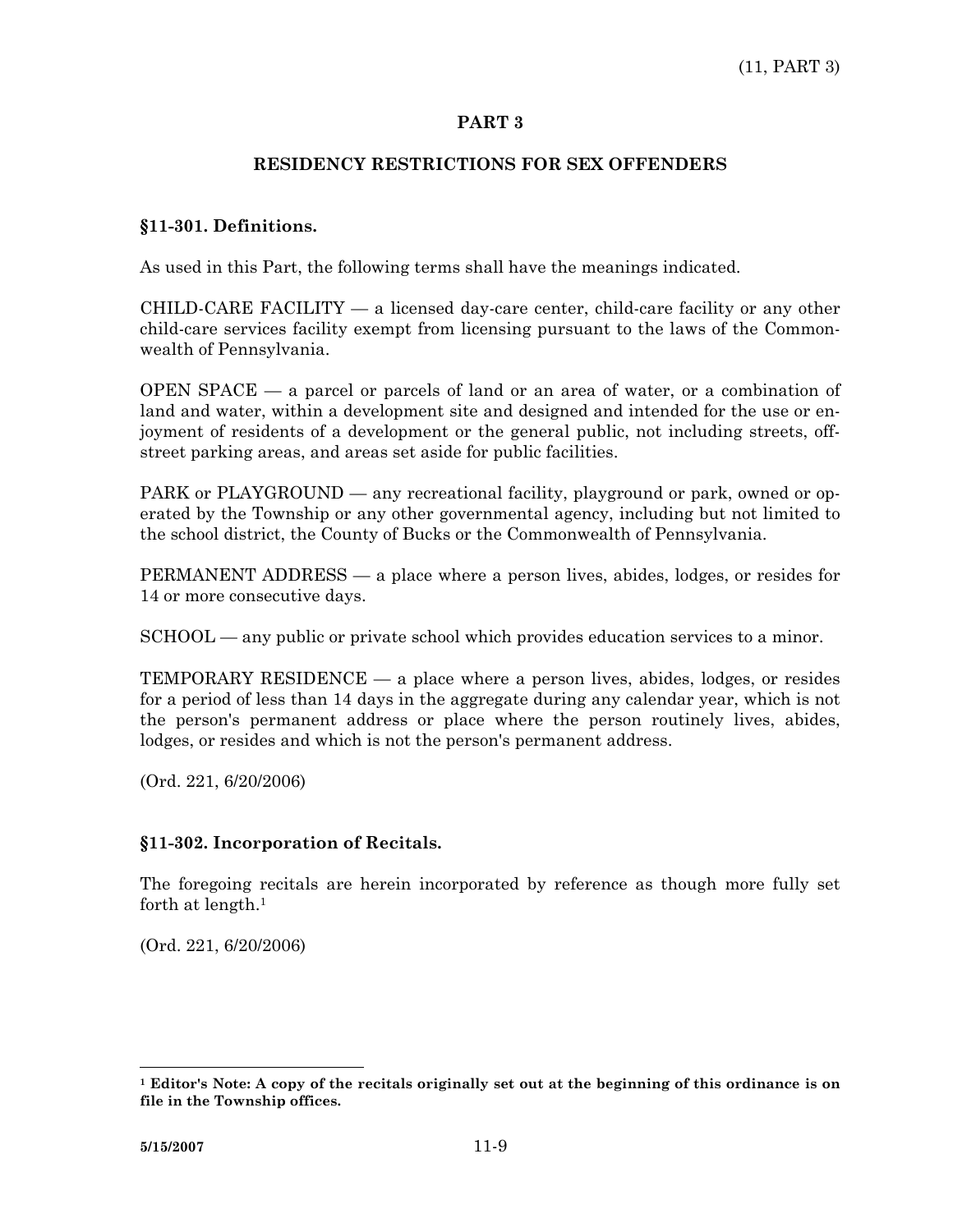# PART 3

## RESIDENCY RESTRICTIONS FOR SEX OFFENDERS

### §11-301. Definitions.

As used in this Part, the following terms shall have the meanings indicated.

CHILD-CARE FACILITY — a licensed day-care center, child-care facility or any other child-care services facility exempt from licensing pursuant to the laws of the Commonwealth of Pennsylvania.

OPEN SPACE — a parcel or parcels of land or an area of water, or a combination of land and water, within a development site and designed and intended for the use or enjoyment of residents of a development or the general public, not including streets, off-street parking areas, and areas set aside for public facilities.

PARK or PLAYGROUND — any recreational facility, playground or park, owned or operated by the Township or any other governmental agency, including but not limited to the school district, the County of Bucks or the Commonwealth of Pennsylvania.

PERMANENT ADDRESS — a place where a person lives, abides, lodges, or resides for 14 or more consecutive days.

SCHOOL — any public or private school which provides education services to a minor.

TEMPORARY RESIDENCE — a place where a person lives, abides, lodges, or resides for a period of less than 14 days in the aggregate during any calendar year, which is not the person's permanent address or place where the person routinely lives, abides, lodges, or resides and which is not the person's permanent address.

(Ord. 221, 6/20/2006)

### §11-302. Incorporation of Recitals.

The foregoing recitals are herein incorporated by reference as though more fully set forth at length.[1]

(Ord. 221, 6/20/2006)

---

**[1] Editor's Note: A copy of the recitals originally set out at the beginning of this ordinance is on file in the Township offices.**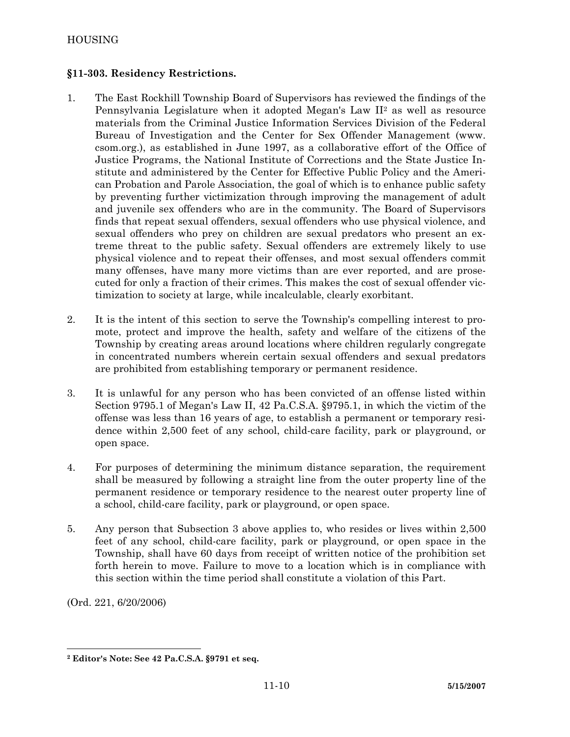## §11-303. Residency Restrictions.

1. The East Rockhill Township Board of Supervisors has reviewed the findings of the Pennsylvania Legislature when it adopted Megan's Law II[2] as well as resource materials from the Criminal Justice Information Services Division of the Federal Bureau of Investigation and the Center for Sex Offender Management (www.csom.org.), as established in June 1997, as a collaborative effort of the Office of Justice Programs, the National Institute of Corrections and the State Justice Institute and administered by the Center for Effective Public Policy and the American Probation and Parole Association, the goal of which is to enhance public safety by preventing further victimization through improving the management of adult and juvenile sex offenders who are in the community. The Board of Supervisors finds that repeat sexual offenders, sexual offenders who use physical violence, and sexual offenders who prey on children are sexual predators who present an extreme threat to the public safety. Sexual offenders are extremely likely to use physical violence and to repeat their offenses, and most sexual offenders commit many offenses, have many more victims than are ever reported, and are prosecuted for only a fraction of their crimes. This makes the cost of sexual offender victimization to society at large, while incalculable, clearly exorbitant.

2. It is the intent of this section to serve the Township's compelling interest to promote, protect and improve the health, safety and welfare of the citizens of the Township by creating areas around locations where children regularly congregate in concentrated numbers wherein certain sexual offenders and sexual predators are prohibited from establishing temporary or permanent residence.

3. It is unlawful for any person who has been convicted of an offense listed within Section 9795.1 of Megan's Law II, 42 Pa.C.S.A. §9795.1, in which the victim of the offense was less than 16 years of age, to establish a permanent or temporary residence within 2,500 feet of any school, child-care facility, park or playground, or open space.

4. For purposes of determining the minimum distance separation, the requirement shall be measured by following a straight line from the outer property line of the permanent residence or temporary residence to the nearest outer property line of a school, child-care facility, park or playground, or open space.

5. Any person that Subsection 3 above applies to, who resides or lives within 2,500 feet of any school, child-care facility, park or playground, or open space in the Township, shall have 60 days from receipt of written notice of the prohibition set forth herein to move. Failure to move to a location which is in compliance with this section within the time period shall constitute a violation of this Part.

(Ord. 221, 6/20/2006)

---

[2] **Editor's Note: See 42 Pa.C.S.A. §9791 et seq.**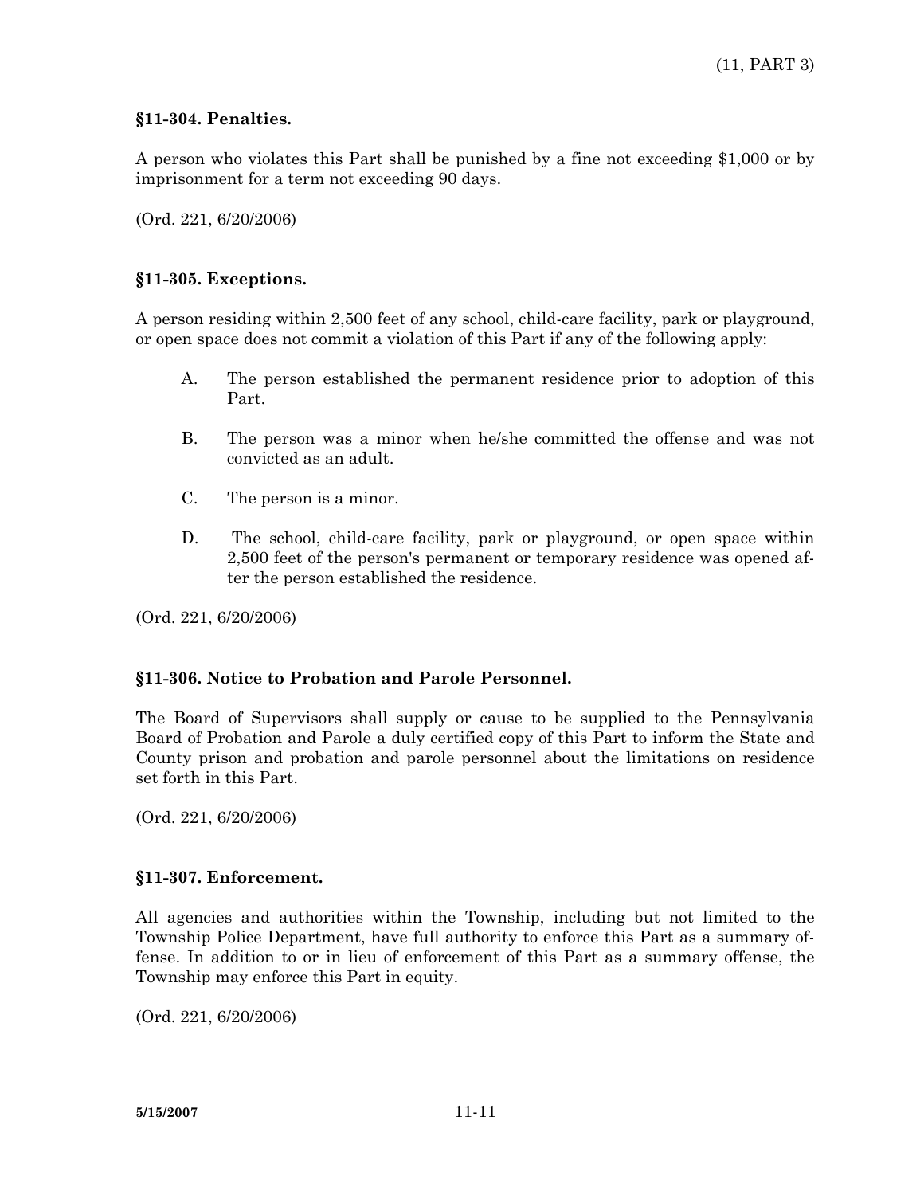### §11-304. Penalties.

A person who violates this Part shall be punished by a fine not exceeding $1,000 or by imprisonment for a term not exceeding 90 days.

(Ord. 221, 6/20/2006)

### §11-305. Exceptions.

A person residing within 2,500 feet of any school, child-care facility, park or playground, or open space does not commit a violation of this Part if any of the following apply:

A. The person established the permanent residence prior to adoption of this Part.

B. The person was a minor when he/she committed the offense and was not convicted as an adult.

C. The person is a minor.

D. The school, child-care facility, park or playground, or open space within 2,500 feet of the person's permanent or temporary residence was opened after the person established the residence.

(Ord. 221, 6/20/2006)

### §11-306. Notice to Probation and Parole Personnel.

The Board of Supervisors shall supply or cause to be supplied to the Pennsylvania Board of Probation and Parole a duly certified copy of this Part to inform the State and County prison and probation and parole personnel about the limitations on residence set forth in this Part.

(Ord. 221, 6/20/2006)

### §11-307. Enforcement.

All agencies and authorities within the Township, including but not limited to the Township Police Department, have full authority to enforce this Part as a summary offense. In addition to or in lieu of enforcement of this Part as a summary offense, the Township may enforce this Part in equity.

(Ord. 221, 6/20/2006)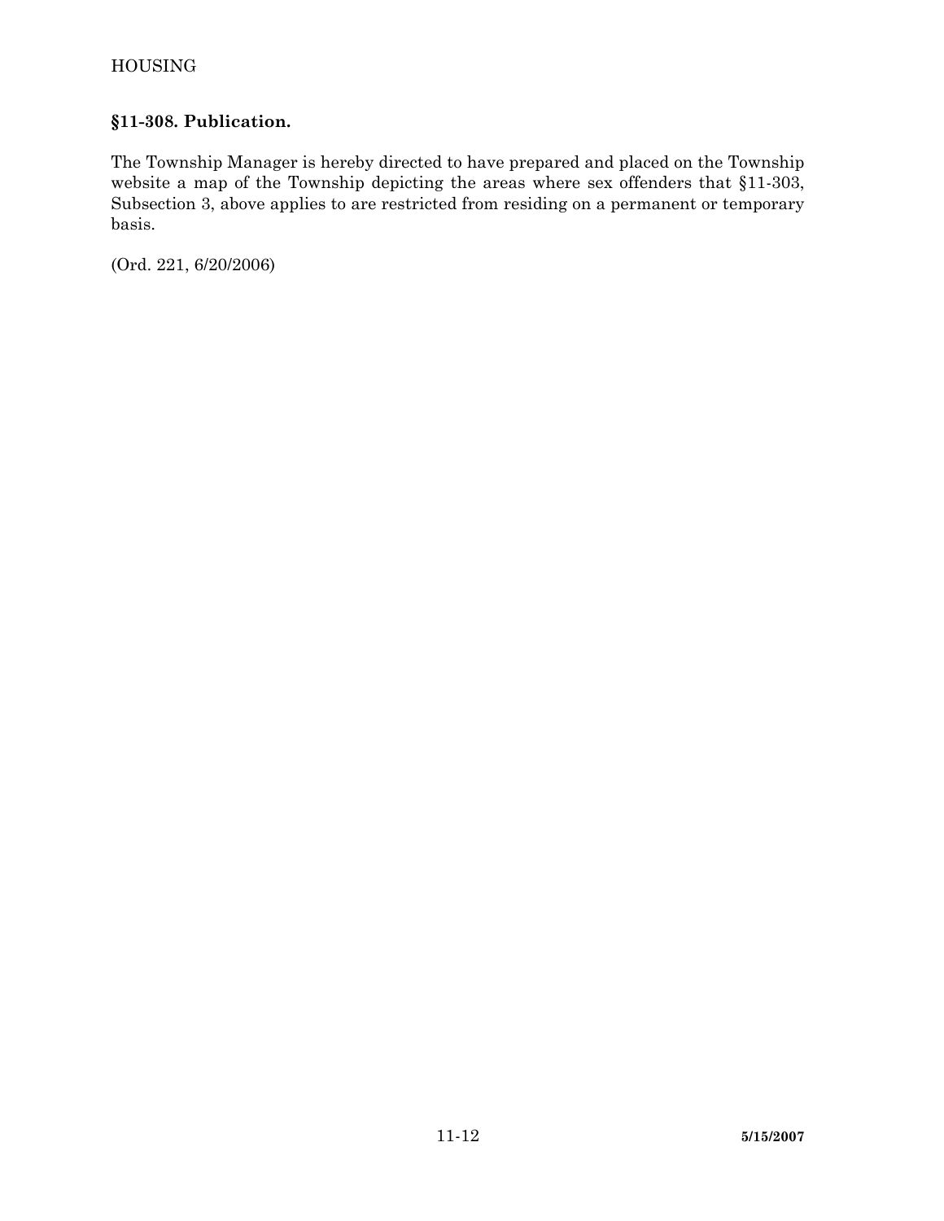### §11-308. Publication.

The Township Manager is hereby directed to have prepared and placed on the Township website a map of the Township depicting the areas where sex offenders that §11-303, Subsection 3, above applies to are restricted from residing on a permanent or temporary basis.

(Ord. 221, 6/20/2006)